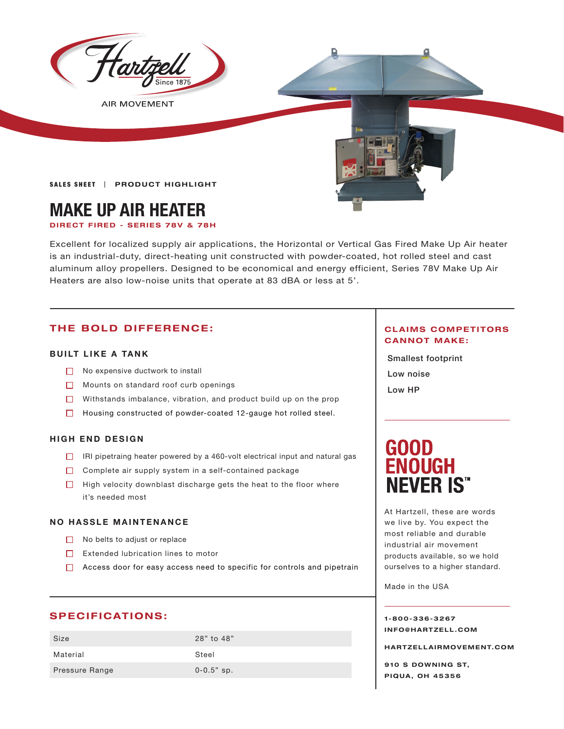Hartzell Since 1875

AIR MOVEMENT

**SALES SHEET** | **PRODUCT HIGHLIGHT**

# MAKE UP AIR HEATER

**DIRECT FIRED - SERIES 78V & 78H**

Excellent for localized supply air applications, the Horizontal or Vertical Gas Fired Make Up Air heater is an industrial-duty, direct-heating unit constructed with powder-coated, hot rolled steel and cast aluminum alloy propellers. Designed to be economical and energy efficient, Series 78V Make Up Air Heaters are also low-noise units that operate at 83 dBA or less at 5'.

## THE BOLD DIFFERENCE:

### BUILT LIKE A TANK

- No expensive ductwork to install
- Mounts on standard roof curb openings
- Withstands imbalance, vibration, and product build up on the prop
- Housing constructed of powder-coated 12-gauge hot rolled steel.

### HIGH END DESIGN

- IRI pipetraing heater powered by a 460-volt electrical input and natural gas
- Complete air supply system in a self-contained package
- High velocity downblast discharge gets the heat to the floor where it's needed most

### NO HASSLE MAINTENANCE

- No belts to adjust or replace
- Extended lubrication lines to motor
- Access door for easy access need to specific for controls and pipetrain

## SPECIFICATIONS:

| | |
|---|---|
| Size | 28" to 48" |
| Material | Steel |
| Pressure Range | 0-0.5" sp. |

## CLAIMS COMPETITORS CANNOT MAKE:

Smallest footprint

Low noise

Low HP

## GOOD ENOUGH NEVER IS™

At Hartzell, these are words we live by. You expect the most reliable and durable industrial air movement products available, so we hold ourselves to a higher standard.

Made in the USA

**1-800-336-3267**
**INFO@HARTZELL.COM**

**HARTZELLAIRMOVEMENT.COM**

**910 S DOWNING ST,**
**PIQUA, OH 45356**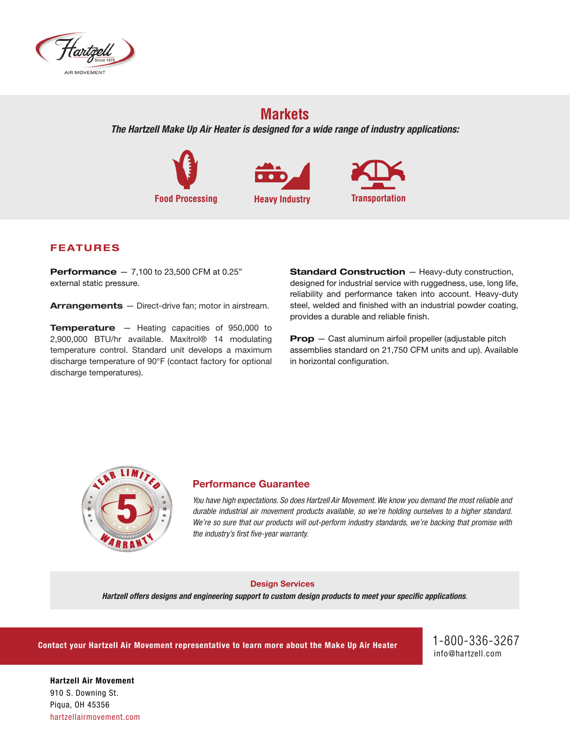## Markets

***The Hartzell Make Up Air Heater is designed for a wide range of industry applications:***

Food Processing

Heavy Industry

Transportation

## FEATURES

**Performance** — 7,100 to 23,500 CFM at 0.25" external static pressure.

**Arrangements** — Direct-drive fan; motor in airstream.

**Temperature** — Heating capacities of 950,000 to 2,900,000 BTU/hr available. Maxitrol® 14 modulating temperature control. Standard unit develops a maximum discharge temperature of 90°F (contact factory for optional discharge temperatures).

**Standard Construction** — Heavy-duty construction, designed for industrial service with ruggedness, use, long life, reliability and performance taken into account. Heavy-duty steel, welded and finished with an industrial powder coating, provides a durable and reliable finish.

**Prop** — Cast aluminum airfoil propeller (adjustable pitch assemblies standard on 21,750 CFM units and up). Available in horizontal configuration.

### Performance Guarantee

*You have high expectations. So does Hartzell Air Movement. We know you demand the most reliable and durable industrial air movement products available, so we're holding ourselves to a higher standard. We're so sure that our products will out-perform industry standards, we're backing that promise with the industry's first five-year warranty.*

### Design Services

***Hartzell offers designs and engineering support to custom design products to meet your specific applications.***

**Contact your Hartzell Air Movement representative to learn more about the Make Up Air Heater**

1-800-336-3267
info@hartzell.com

**Hartzell Air Movement**
910 S. Downing St.
Piqua, OH 45356
hartzellairmovement.com